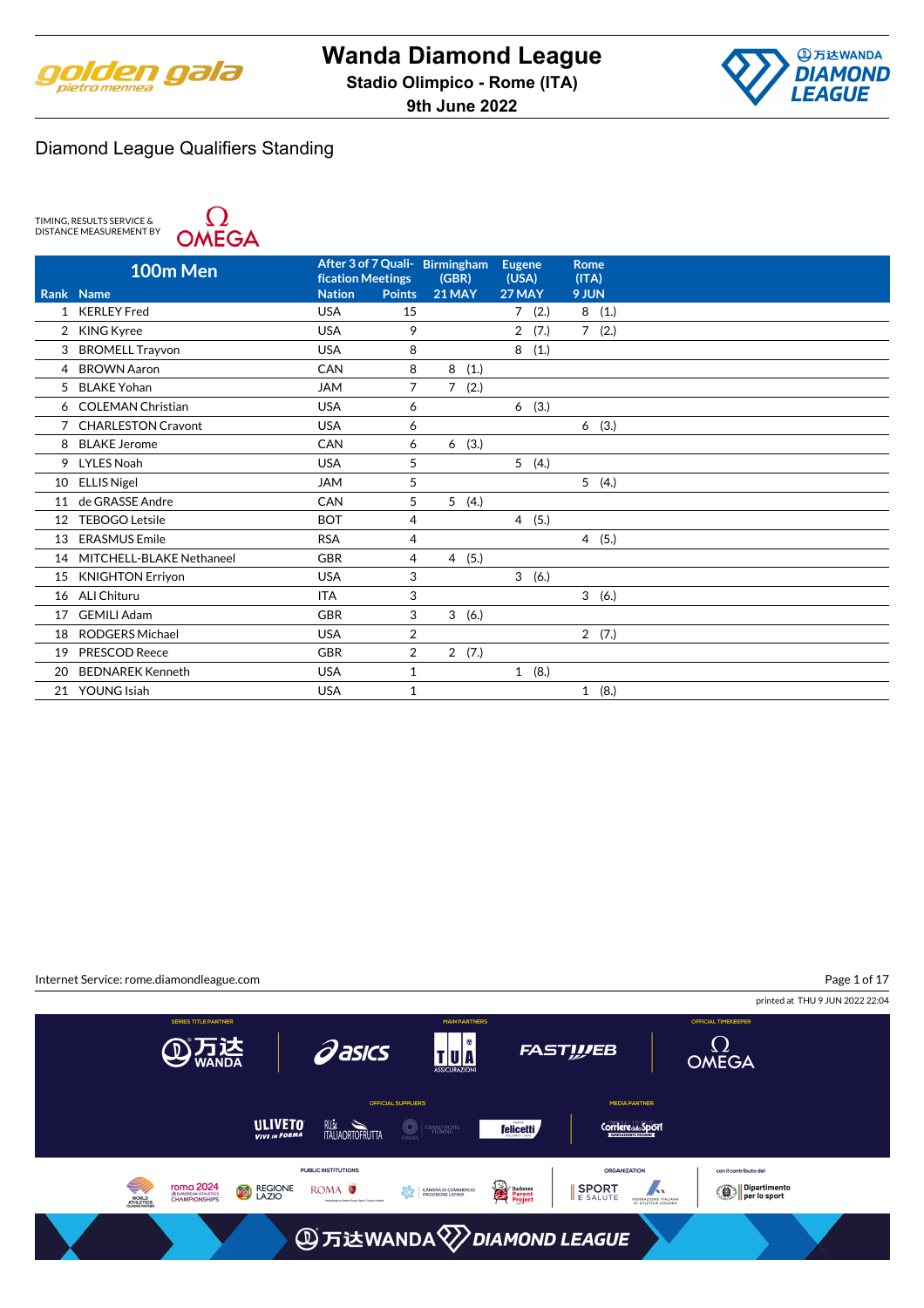# Wanda Diamond League

**Stadio Olimpico - Rome (ITA)**

**9th June 2022**

## Diamond League Qualifiers Standing

TIMING, RESULTS SERVICE & DISTANCE MEASUREMENT BY OMEGA

### 100m Men

| Rank | Name | Nation | After 3 of 7 Qualification Meetings Points | Birmingham (GBR) 21 MAY | Eugene (USA) 27 MAY | Rome (ITA) 9 JUN |
|---|---|---|---|---|---|---|
| 1 | KERLEY Fred | USA | 15 | | 7 (2.) | 8 (1.) |
| 2 | KING Kyree | USA | 9 | | 2 (7.) | 7 (2.) |
| 3 | BROMELL Trayvon | USA | 8 | | 8 (1.) | |
| 4 | BROWN Aaron | CAN | 8 | 8 (1.) | | |
| 5 | BLAKE Yohan | JAM | 7 | 7 (2.) | | |
| 6 | COLEMAN Christian | USA | 6 | | 6 (3.) | |
| 7 | CHARLESTON Cravont | USA | 6 | | | 6 (3.) |
| 8 | BLAKE Jerome | CAN | 6 | 6 (3.) | | |
| 9 | LYLES Noah | USA | 5 | | 5 (4.) | |
| 10 | ELLIS Nigel | JAM | 5 | | | 5 (4.) |
| 11 | de GRASSE Andre | CAN | 5 | 5 (4.) | | |
| 12 | TEBOGO Letsile | BOT | 4 | | 4 (5.) | |
| 13 | ERASMUS Emile | RSA | 4 | | | 4 (5.) |
| 14 | MITCHELL-BLAKE Nethaneel | GBR | 4 | 4 (5.) | | |
| 15 | KNIGHTON Erriyon | USA | 3 | | 3 (6.) | |
| 16 | ALI Chituru | ITA | 3 | | | 3 (6.) |
| 17 | GEMILI Adam | GBR | 3 | 3 (6.) | | |
| 18 | RODGERS Michael | USA | 2 | | | 2 (7.) |
| 19 | PRESCOD Reece | GBR | 2 | 2 (7.) | | |
| 20 | BEDNAREK Kenneth | USA | 1 | | 1 (8.) | |
| 21 | YOUNG Isiah | USA | 1 | | | 1 (8.) |

Internet Service: rome.diamondleague.com

printed at THU 9 JUN 2022 22:04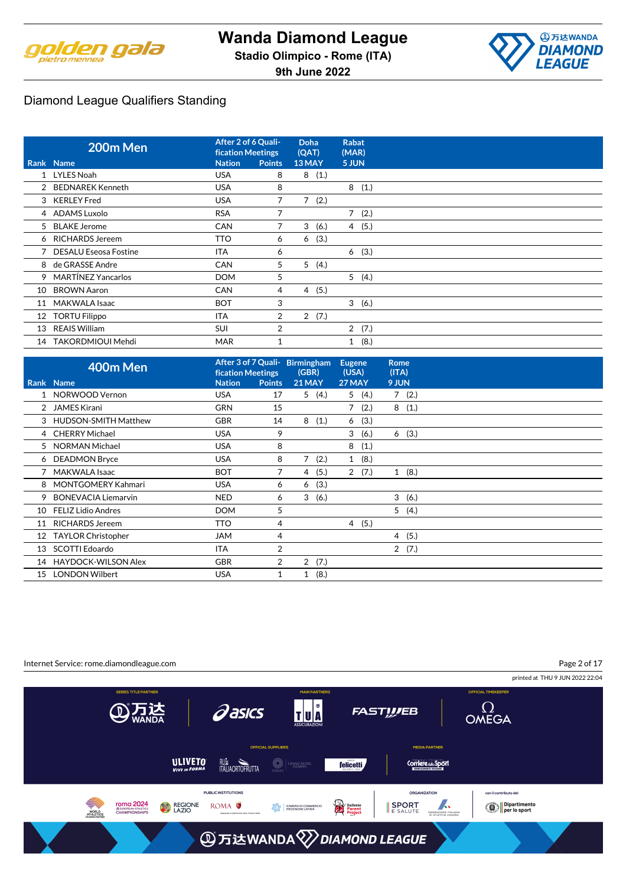# Wanda Diamond League

**Stadio Olimpico - Rome (ITA)**

**9th June 2022**

## Diamond League Qualifiers Standing

| Rank | Name | Nation | Points | Doha (QAT) 13 MAY | Rabat (MAR) 5 JUN |
|---|---|---|---|---|---|
| | **200m Men** | After 2 of 6 Qualification Meetings | | | |
| 1 | LYLES Noah | USA | 8 | 8 (1.) | |
| 2 | BEDNAREK Kenneth | USA | 8 | | 8 (1.) |
| 3 | KERLEY Fred | USA | 7 | 7 (2.) | |
| 4 | ADAMS Luxolo | RSA | 7 | | 7 (2.) |
| 5 | BLAKE Jerome | CAN | 7 | 3 (6.) | 4 (5.) |
| 6 | RICHARDS Jereem | TTO | 6 | 6 (3.) | |
| 7 | DESALU Eseosa Fostine | ITA | 6 | | 6 (3.) |
| 8 | de GRASSE Andre | CAN | 5 | 5 (4.) | |
| 9 | MARTÍNEZ Yancarlos | DOM | 5 | | 5 (4.) |
| 10 | BROWN Aaron | CAN | 4 | 4 (5.) | |
| 11 | MAKWALA Isaac | BOT | 3 | | 3 (6.) |
| 12 | TORTU Filippo | ITA | 2 | 2 (7.) | |
| 13 | REAIS William | SUI | 2 | | 2 (7.) |
| 14 | TAKORDMIOUI Mehdi | MAR | 1 | | 1 (8.) |

| Rank | Name | Nation | Points | Birmingham (GBR) 21 MAY | Eugene (USA) 27 MAY | Rome (ITA) 9 JUN |
|---|---|---|---|---|---|---|
| | **400m Men** | After 3 of 7 Qualification Meetings | | | | |
| 1 | NORWOOD Vernon | USA | 17 | 5 (4.) | 5 (4.) | 7 (2.) |
| 2 | JAMES Kirani | GRN | 15 | | 7 (2.) | 8 (1.) |
| 3 | HUDSON-SMITH Matthew | GBR | 14 | 8 (1.) | 6 (3.) | |
| 4 | CHERRY Michael | USA | 9 | | 3 (6.) | 6 (3.) |
| 5 | NORMAN Michael | USA | 8 | | 8 (1.) | |
| 6 | DEADMON Bryce | USA | 8 | 7 (2.) | 1 (8.) | |
| 7 | MAKWALA Isaac | BOT | 7 | 4 (5.) | 2 (7.) | 1 (8.) |
| 8 | MONTGOMERY Kahmari | USA | 6 | 6 (3.) | | |
| 9 | BONEVACIA Liemarvin | NED | 6 | 3 (6.) | | 3 (6.) |
| 10 | FELIZ Lidio Andres | DOM | 5 | | | 5 (4.) |
| 11 | RICHARDS Jereem | TTO | 4 | | 4 (5.) | |
| 12 | TAYLOR Christopher | JAM | 4 | | | 4 (5.) |
| 13 | SCOTTI Edoardo | ITA | 2 | | | 2 (7.) |
| 14 | HAYDOCK-WILSON Alex | GBR | 2 | 2 (7.) | | |
| 15 | LONDON Wilbert | USA | 1 | 1 (8.) | | |

Internet Service: rome.diamondleague.com

printed at THU 9 JUN 2022 22:04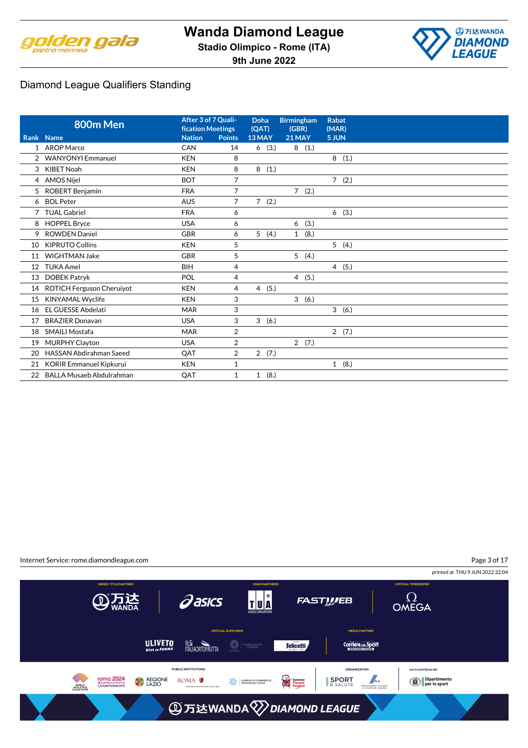# Wanda Diamond League

**Stadio Olimpico - Rome (ITA)**

**9th June 2022**

## Diamond League Qualifiers Standing

| 800m Men | | After 3 of 7 Qualification Meetings | | Doha (QAT) | Birmingham (GBR) | Rabat (MAR) |
|---|---|---|---|---|---|---|
| **Rank** | **Name** | **Nation** | **Points** | **13 MAY** | **21 MAY** | **5 JUN** |
| 1 | AROP Marco | CAN | 14 | 6 (3.) | 8 (1.) | |
| 2 | WANYONYI Emmanuel | KEN | 8 | | | 8 (1.) |
| 3 | KIBET Noah | KEN | 8 | 8 (1.) | | |
| 4 | AMOS Nijel | BOT | 7 | | | 7 (2.) |
| 5 | ROBERT Benjamin | FRA | 7 | | 7 (2.) | |
| 6 | BOL Peter | AUS | 7 | 7 (2.) | | |
| 7 | TUAL Gabriel | FRA | 6 | | | 6 (3.) |
| 8 | HOPPEL Bryce | USA | 6 | | 6 (3.) | |
| 9 | ROWDEN Daniel | GBR | 6 | 5 (4.) | 1 (8.) | |
| 10 | KIPRUTO Collins | KEN | 5 | | | 5 (4.) |
| 11 | WIGHTMAN Jake | GBR | 5 | | 5 (4.) | |
| 12 | TUKA Amel | BIH | 4 | | | 4 (5.) |
| 13 | DOBEK Patryk | POL | 4 | | 4 (5.) | |
| 14 | ROTICH Ferguson Cheruiyot | KEN | 4 | 4 (5.) | | |
| 15 | KINYAMAL Wyclife | KEN | 3 | | 3 (6.) | |
| 16 | EL GUESSE Abdelati | MAR | 3 | | | 3 (6.) |
| 17 | BRAZIER Donavan | USA | 3 | 3 (6.) | | |
| 18 | SMAILI Mostafa | MAR | 2 | | | 2 (7.) |
| 19 | MURPHY Clayton | USA | 2 | | 2 (7.) | |
| 20 | HASSAN Abdirahman Saeed | QAT | 2 | 2 (7.) | | |
| 21 | KORIR Emmanuel Kipkurui | KEN | 1 | | | 1 (8.) |
| 22 | BALLA Musaeb Abdulrahman | QAT | 1 | 1 (8.) | | |

Internet Service: rome.diamondleague.com

printed at THU 9 JUN 2022 22:04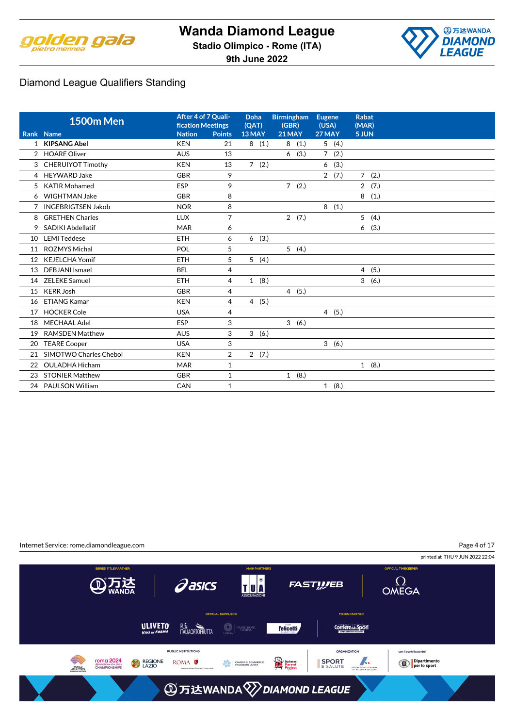# Wanda Diamond League

**Stadio Olimpico - Rome (ITA)**

**9th June 2022**

## Diamond League Qualifiers Standing

| Rank | Name | Nation | Points | Doha (QAT) 13 MAY | Birmingham (GBR) 21 MAY | Eugene (USA) 27 MAY | Rabat (MAR) 5 JUN |
|---|---|---|---|---|---|---|---|
| | **1500m Men** | After 4 of 7 Qualification Meetings | | | | | |
| 1 | **KIPSANG Abel** | KEN | 21 | 8 (1.) | 8 (1.) | 5 (4.) | |
| 2 | HOARE Oliver | AUS | 13 | | 6 (3.) | 7 (2.) | |
| 3 | CHERUIYOT Timothy | KEN | 13 | 7 (2.) | | 6 (3.) | |
| 4 | HEYWARD Jake | GBR | 9 | | | 2 (7.) | 7 (2.) |
| 5 | KATIR Mohamed | ESP | 9 | | 7 (2.) | | 2 (7.) |
| 6 | WIGHTMAN Jake | GBR | 8 | | | | 8 (1.) |
| 7 | INGEBRIGTSEN Jakob | NOR | 8 | | | 8 (1.) | |
| 8 | GRETHEN Charles | LUX | 7 | | 2 (7.) | | 5 (4.) |
| 9 | SADIKI Abdellatif | MAR | 6 | | | | 6 (3.) |
| 10 | LEMI Teddese | ETH | 6 | 6 (3.) | | | |
| 11 | ROZMYS Michal | POL | 5 | | 5 (4.) | | |
| 12 | KEJELCHA Yomif | ETH | 5 | 5 (4.) | | | |
| 13 | DEBJANI Ismael | BEL | 4 | | | | 4 (5.) |
| 14 | ZELEKE Samuel | ETH | 4 | 1 (8.) | | | 3 (6.) |
| 15 | KERR Josh | GBR | 4 | | 4 (5.) | | |
| 16 | ETIANG Kamar | KEN | 4 | 4 (5.) | | | |
| 17 | HOCKER Cole | USA | 4 | | | 4 (5.) | |
| 18 | MECHAAL Adel | ESP | 3 | | 3 (6.) | | |
| 19 | RAMSDEN Matthew | AUS | 3 | 3 (6.) | | | |
| 20 | TEARE Cooper | USA | 3 | | | 3 (6.) | |
| 21 | SIMOTWO Charles Cheboi | KEN | 2 | 2 (7.) | | | |
| 22 | OULADHA Hicham | MAR | 1 | | | | 1 (8.) |
| 23 | STONIER Matthew | GBR | 1 | | 1 (8.) | | |
| 24 | PAULSON William | CAN | 1 | | | 1 (8.) | |

Internet Service: rome.diamondleague.com

printed at THU 9 JUN 2022 22:04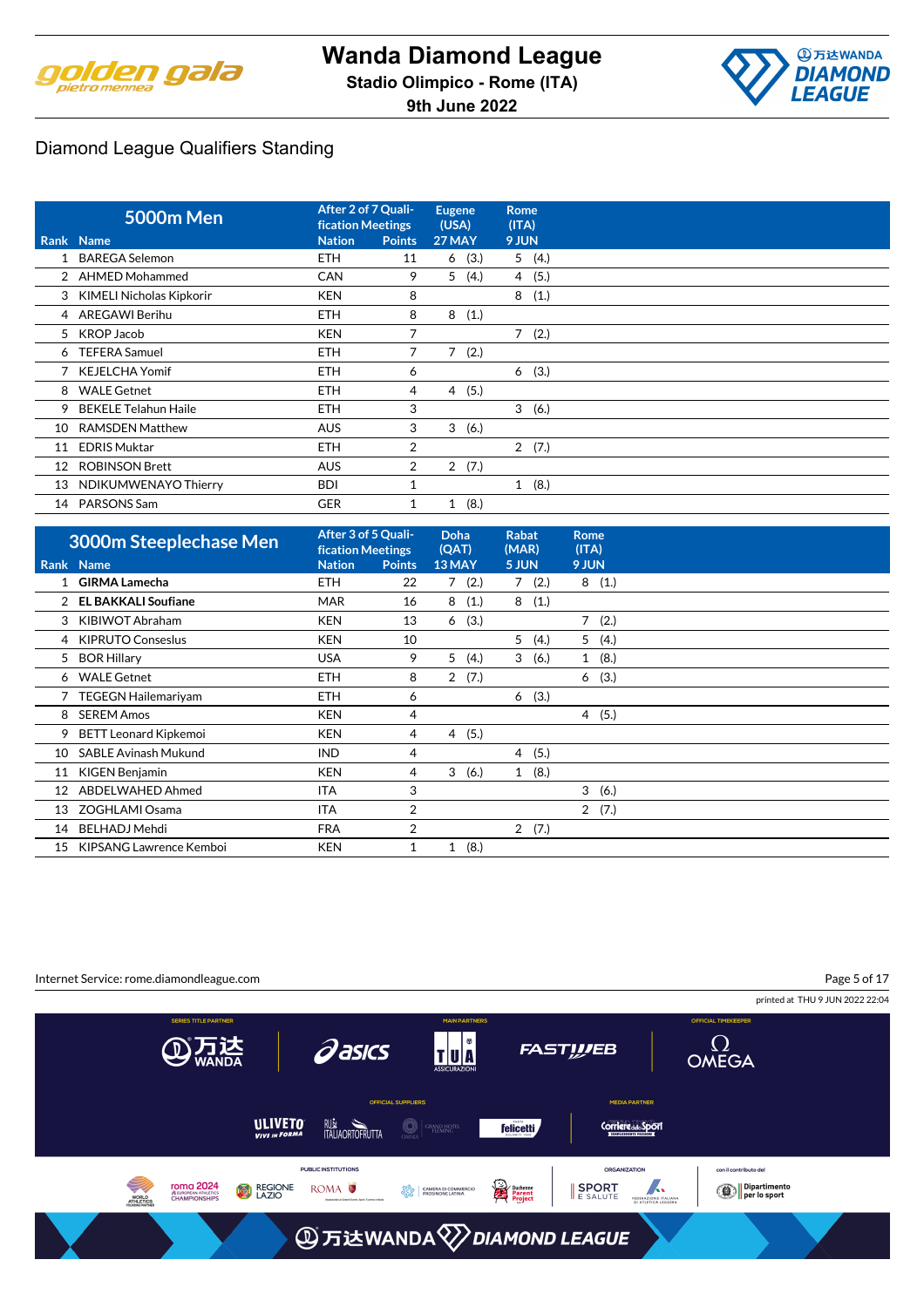# Wanda Diamond League

**Stadio Olimpico - Rome (ITA)**

**9th June 2022**

## Diamond League Qualifiers Standing

| Rank | 5000m Men<br>Name | After 2 of 7 Qualification Meetings<br>Nation | Points | Eugene (USA) 27 MAY | Rome (ITA) 9 JUN |
|---|---|---|---|---|---|
| 1 | BAREGA Selemon | ETH | 11 | 6 (3.) | 5 (4.) |
| 2 | AHMED Mohammed | CAN | 9 | 5 (4.) | 4 (5.) |
| 3 | KIMELI Nicholas Kipkorir | KEN | 8 | | 8 (1.) |
| 4 | AREGAWI Berihu | ETH | 8 | 8 (1.) | |
| 5 | KROP Jacob | KEN | 7 | | 7 (2.) |
| 6 | TEFERA Samuel | ETH | 7 | 7 (2.) | |
| 7 | KEJELCHA Yomif | ETH | 6 | | 6 (3.) |
| 8 | WALE Getnet | ETH | 4 | 4 (5.) | |
| 9 | BEKELE Telahun Haile | ETH | 3 | | 3 (6.) |
| 10 | RAMSDEN Matthew | AUS | 3 | 3 (6.) | |
| 11 | EDRIS Muktar | ETH | 2 | | 2 (7.) |
| 12 | ROBINSON Brett | AUS | 2 | 2 (7.) | |
| 13 | NDIKUMWENAYO Thierry | BDI | 1 | | 1 (8.) |
| 14 | PARSONS Sam | GER | 1 | 1 (8.) | |

| Rank | 3000m Steeplechase Men<br>Name | After 3 of 5 Qualification Meetings<br>Nation | Points | Doha (QAT) 13 MAY | Rabat (MAR) 5 JUN | Rome (ITA) 9 JUN |
|---|---|---|---|---|---|---|
| 1 | **GIRMA Lamecha** | ETH | 22 | 7 (2.) | 7 (2.) | 8 (1.) |
| 2 | **EL BAKKALI Soufiane** | MAR | 16 | 8 (1.) | 8 (1.) | |
| 3 | KIBIWOT Abraham | KEN | 13 | 6 (3.) | | 7 (2.) |
| 4 | KIPRUTO Conseslus | KEN | 10 | | 5 (4.) | 5 (4.) |
| 5 | BOR Hillary | USA | 9 | 5 (4.) | 3 (6.) | 1 (8.) |
| 6 | WALE Getnet | ETH | 8 | 2 (7.) | | 6 (3.) |
| 7 | TEGEGN Hailemariyam | ETH | 6 | | 6 (3.) | |
| 8 | SEREM Amos | KEN | 4 | | | 4 (5.) |
| 9 | BETT Leonard Kipkemoi | KEN | 4 | 4 (5.) | | |
| 10 | SABLE Avinash Mukund | IND | 4 | | 4 (5.) | |
| 11 | KIGEN Benjamin | KEN | 4 | 3 (6.) | 1 (8.) | |
| 12 | ABDELWAHED Ahmed | ITA | 3 | | | 3 (6.) |
| 13 | ZOGHLAMI Osama | ITA | 2 | | | 2 (7.) |
| 14 | BELHADJ Mehdi | FRA | 2 | | 2 (7.) | |
| 15 | KIPSANG Lawrence Kemboi | KEN | 1 | 1 (8.) | | |

Internet Service: rome.diamondleague.com

printed at THU 9 JUN 2022 22:04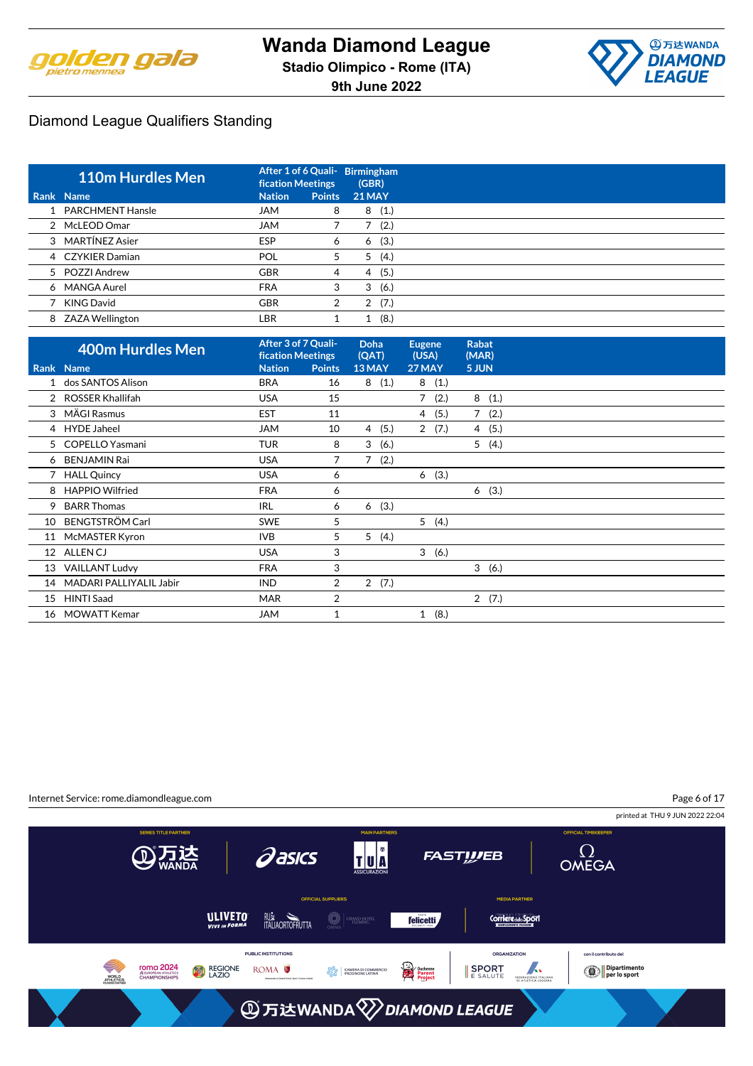# Wanda Diamond League

**Stadio Olimpico - Rome (ITA)**

**9th June 2022**

## Diamond League Qualifiers Standing

| 110m Hurdles Men | | After 1 of 6 Qualification Meetings | | Birmingham (GBR) |
|---|---|---|---|---|
| Rank | Name | Nation | Points | 21 MAY |
| 1 | PARCHMENT Hansle | JAM | 8 | 8 (1.) |
| 2 | McLEOD Omar | JAM | 7 | 7 (2.) |
| 3 | MARTÍNEZ Asier | ESP | 6 | 6 (3.) |
| 4 | CZYKIER Damian | POL | 5 | 5 (4.) |
| 5 | POZZI Andrew | GBR | 4 | 4 (5.) |
| 6 | MANGA Aurel | FRA | 3 | 3 (6.) |
| 7 | KING David | GBR | 2 | 2 (7.) |
| 8 | ZAZA Wellington | LBR | 1 | 1 (8.) |

| 400m Hurdles Men | | After 3 of 7 Qualification Meetings | | Doha (QAT) | Eugene (USA) | Rabat (MAR) |
|---|---|---|---|---|---|---|
| Rank | Name | Nation | Points | 13 MAY | 27 MAY | 5 JUN |
| 1 | dos SANTOS Alison | BRA | 16 | 8 (1.) | 8 (1.) | |
| 2 | ROSSER Khallifah | USA | 15 | | 7 (2.) | 8 (1.) |
| 3 | MÄGI Rasmus | EST | 11 | | 4 (5.) | 7 (2.) |
| 4 | HYDE Jaheel | JAM | 10 | 4 (5.) | 2 (7.) | 4 (5.) |
| 5 | COPELLO Yasmani | TUR | 8 | 3 (6.) | | 5 (4.) |
| 6 | BENJAMIN Rai | USA | 7 | 7 (2.) | | |
| 7 | HALL Quincy | USA | 6 | | 6 (3.) | |
| 8 | HAPPIO Wilfried | FRA | 6 | | | 6 (3.) |
| 9 | BARR Thomas | IRL | 6 | 6 (3.) | | |
| 10 | BENGTSTRÖM Carl | SWE | 5 | | 5 (4.) | |
| 11 | McMASTER Kyron | IVB | 5 | 5 (4.) | | |
| 12 | ALLEN CJ | USA | 3 | | 3 (6.) | |
| 13 | VAILLANT Ludvy | FRA | 3 | | | 3 (6.) |
| 14 | MADARI PALLIYALIL Jabir | IND | 2 | 2 (7.) | | |
| 15 | HINTI Saad | MAR | 2 | | | 2 (7.) |
| 16 | MOWATT Kemar | JAM | 1 | | 1 (8.) | |

Internet Service: rome.diamondleague.com

printed at THU 9 JUN 2022 22:04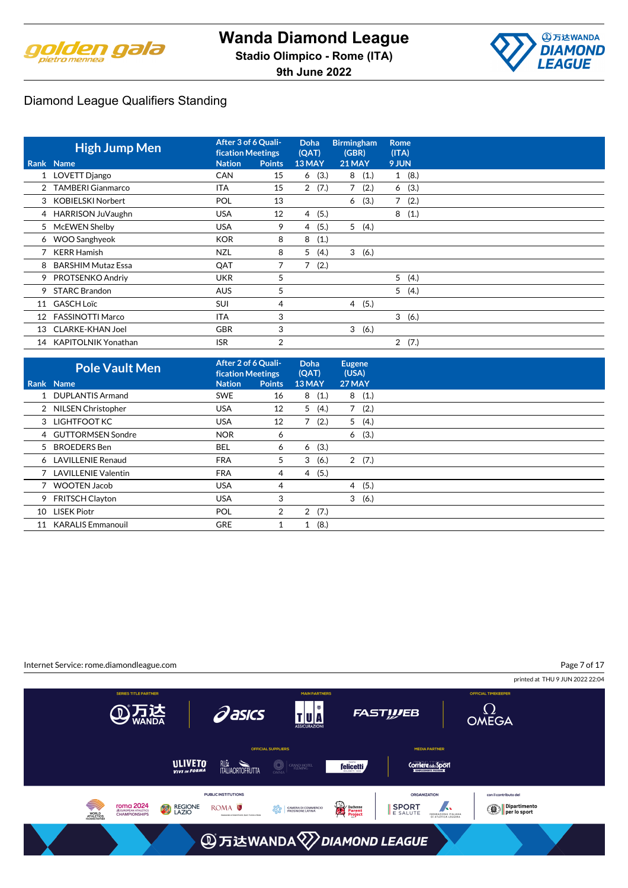# Wanda Diamond League

**Stadio Olimpico - Rome (ITA)**

**9th June 2022**

## Diamond League Qualifiers Standing

### High Jump Men

| Rank | Name | Nation | After 3 of 6 Qualification Meetings Points | Doha (QAT) 13 MAY | Birmingham (GBR) 21 MAY | Rome (ITA) 9 JUN |
|---|---|---|---|---|---|---|
| 1 | LOVETT Django | CAN | 15 | 6 (3.) | 8 (1.) | 1 (8.) |
| 2 | TAMBERI Gianmarco | ITA | 15 | 2 (7.) | 7 (2.) | 6 (3.) |
| 3 | KOBIELSKI Norbert | POL | 13 | | 6 (3.) | 7 (2.) |
| 4 | HARRISON JuVaughn | USA | 12 | 4 (5.) | | 8 (1.) |
| 5 | McEWEN Shelby | USA | 9 | 4 (5.) | 5 (4.) | |
| 6 | WOO Sanghyeok | KOR | 8 | 8 (1.) | | |
| 7 | KERR Hamish | NZL | 8 | 5 (4.) | 3 (6.) | |
| 8 | BARSHIM Mutaz Essa | QAT | 7 | 7 (2.) | | |
| 9 | PROTSENKO Andriy | UKR | 5 | | | 5 (4.) |
| 9 | STARC Brandon | AUS | 5 | | | 5 (4.) |
| 11 | GASCH Loïc | SUI | 4 | | 4 (5.) | |
| 12 | FASSINOTTI Marco | ITA | 3 | | | 3 (6.) |
| 13 | CLARKE-KHAN Joel | GBR | 3 | | 3 (6.) | |
| 14 | KAPITOLNIK Yonathan | ISR | 2 | | | 2 (7.) |

### Pole Vault Men

| Rank | Name | Nation | After 2 of 6 Qualification Meetings Points | Doha (QAT) 13 MAY | Eugene (USA) 27 MAY |
|---|---|---|---|---|---|
| 1 | DUPLANTIS Armand | SWE | 16 | 8 (1.) | 8 (1.) |
| 2 | NILSEN Christopher | USA | 12 | 5 (4.) | 7 (2.) |
| 3 | LIGHTFOOT KC | USA | 12 | 7 (2.) | 5 (4.) |
| 4 | GUTTORMSEN Sondre | NOR | 6 | | 6 (3.) |
| 5 | BROEDERS Ben | BEL | 6 | 6 (3.) | |
| 6 | LAVILLENIE Renaud | FRA | 5 | 3 (6.) | 2 (7.) |
| 7 | LAVILLENIE Valentin | FRA | 4 | 4 (5.) | |
| 7 | WOOTEN Jacob | USA | 4 | | 4 (5.) |
| 9 | FRITSCH Clayton | USA | 3 | | 3 (6.) |
| 10 | LISEK Piotr | POL | 2 | 2 (7.) | |
| 11 | KARALIS Emmanouil | GRE | 1 | 1 (8.) | |

Internet Service: rome.diamondleague.com

printed at THU 9 JUN 2022 22:04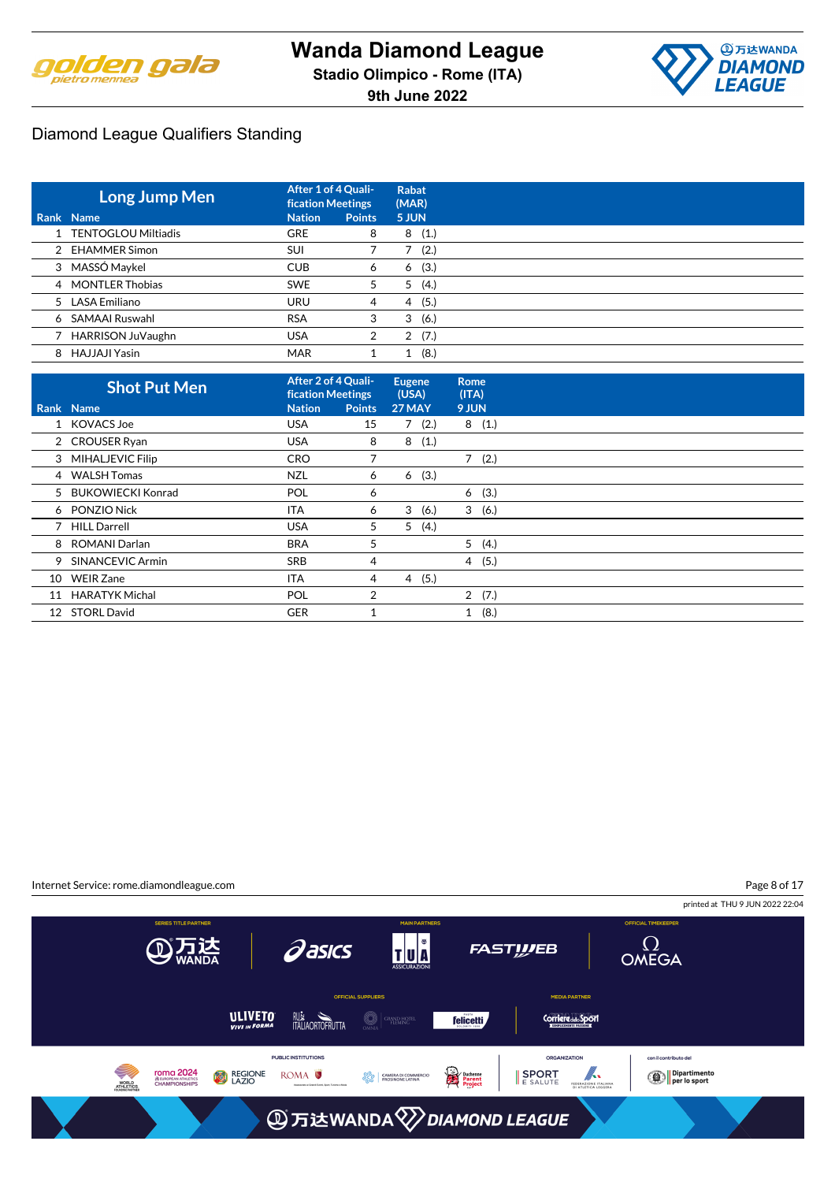# Wanda Diamond League

**Stadio Olimpico - Rome (ITA)**

**9th June 2022**

## Diamond League Qualifiers Standing

### Long Jump Men

| Rank | Name | Nation | Points (After 1 of 4 Qualification Meetings) | Rabat (MAR) 5 JUN |
|---|---|---|---|---|
| 1 | TENTOGLOU Miltiadis | GRE | 8 | 8 (1.) |
| 2 | EHAMMER Simon | SUI | 7 | 7 (2.) |
| 3 | MASSÓ Maykel | CUB | 6 | 6 (3.) |
| 4 | MONTLER Thobias | SWE | 5 | 5 (4.) |
| 5 | LASA Emiliano | URU | 4 | 4 (5.) |
| 6 | SAMAAI Ruswahl | RSA | 3 | 3 (6.) |
| 7 | HARRISON JuVaughn | USA | 2 | 2 (7.) |
| 8 | HAJJAJI Yasin | MAR | 1 | 1 (8.) |

### Shot Put Men

| Rank | Name | Nation | Points (After 2 of 4 Qualification Meetings) | Eugene (USA) 27 MAY | Rome (ITA) 9 JUN |
|---|---|---|---|---|---|
| 1 | KOVACS Joe | USA | 15 | 7 (2.) | 8 (1.) |
| 2 | CROUSER Ryan | USA | 8 | 8 (1.) | |
| 3 | MIHALJEVIC Filip | CRO | 7 | | 7 (2.) |
| 4 | WALSH Tomas | NZL | 6 | 6 (3.) | |
| 5 | BUKOWIECKI Konrad | POL | 6 | | 6 (3.) |
| 6 | PONZIO Nick | ITA | 6 | 3 (6.) | 3 (6.) |
| 7 | HILL Darrell | USA | 5 | 5 (4.) | |
| 8 | ROMANI Darlan | BRA | 5 | | 5 (4.) |
| 9 | SINANCEVIC Armin | SRB | 4 | | 4 (5.) |
| 10 | WEIR Zane | ITA | 4 | 4 (5.) | |
| 11 | HARATYK Michal | POL | 2 | | 2 (7.) |
| 12 | STORL David | GER | 1 | | 1 (8.) |

Internet Service: rome.diamondleague.com

printed at THU 9 JUN 2022 22:04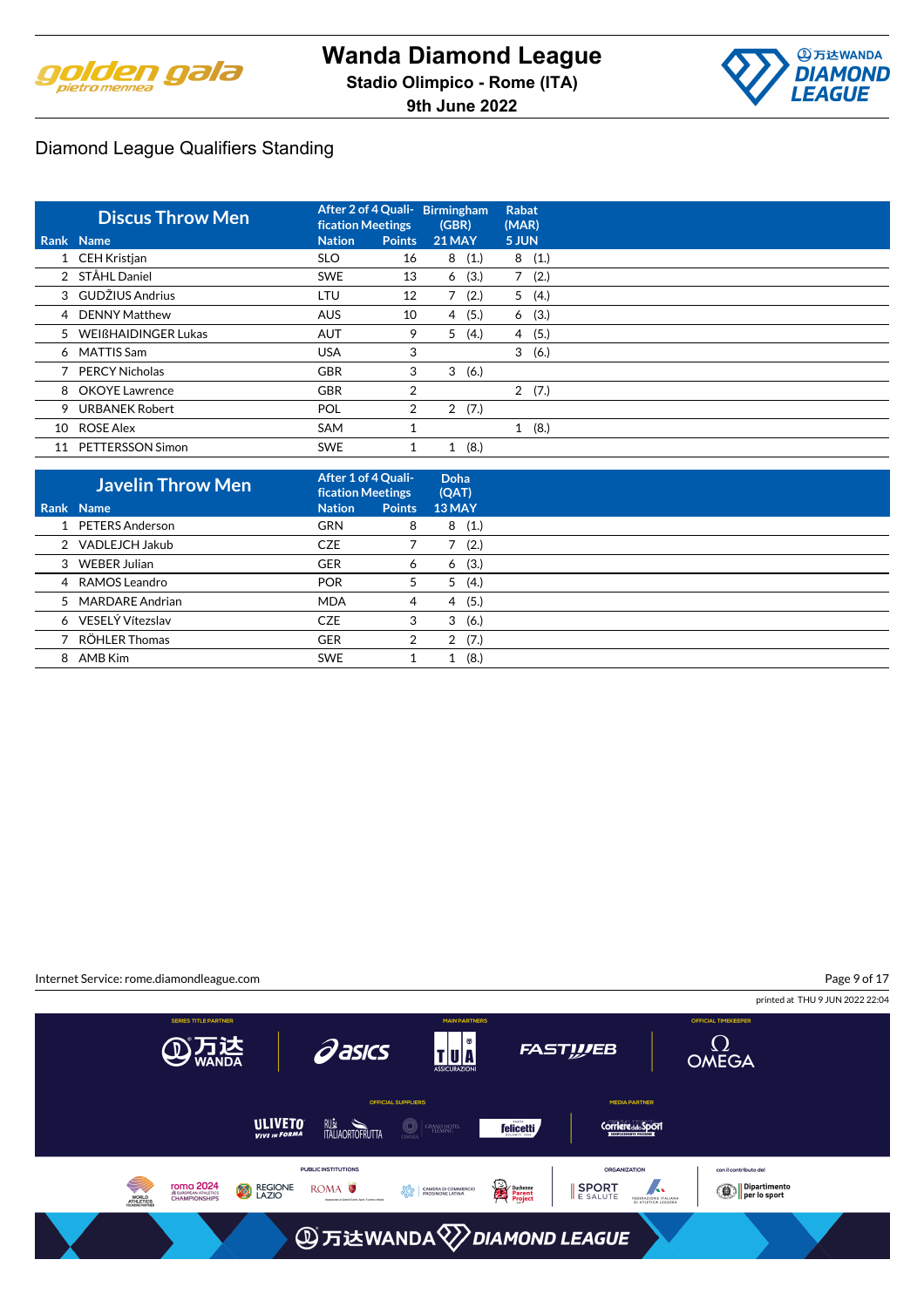Wanda Diamond League
Stadio Olimpico - Rome (ITA)
9th June 2022

## Diamond League Qualifiers Standing

| Rank | Discus Throw Men<br>Name | After 2 of 4 Qualification Meetings<br>Nation | Points | Birmingham (GBR)<br>21 MAY | Rabat (MAR)<br>5 JUN |
|---|---|---|---|---|---|
| 1 | CEH Kristjan | SLO | 16 | 8 (1.) | 8 (1.) |
| 2 | STÅHL Daniel | SWE | 13 | 6 (3.) | 7 (2.) |
| 3 | GUDŽIUS Andrius | LTU | 12 | 7 (2.) | 5 (4.) |
| 4 | DENNY Matthew | AUS | 10 | 4 (5.) | 6 (3.) |
| 5 | WEIßHAIDINGER Lukas | AUT | 9 | 5 (4.) | 4 (5.) |
| 6 | MATTIS Sam | USA | 3 | | 3 (6.) |
| 7 | PERCY Nicholas | GBR | 3 | 3 (6.) | |
| 8 | OKOYE Lawrence | GBR | 2 | | 2 (7.) |
| 9 | URBANEK Robert | POL | 2 | 2 (7.) | |
| 10 | ROSE Alex | SAM | 1 | | 1 (8.) |
| 11 | PETTERSSON Simon | SWE | 1 | 1 (8.) | |

| Rank | Javelin Throw Men<br>Name | After 1 of 4 Qualification Meetings<br>Nation | Points | Doha (QAT)<br>13 MAY |
|---|---|---|---|---|
| 1 | PETERS Anderson | GRN | 8 | 8 (1.) |
| 2 | VADLEJCH Jakub | CZE | 7 | 7 (2.) |
| 3 | WEBER Julian | GER | 6 | 6 (3.) |
| 4 | RAMOS Leandro | POR | 5 | 5 (4.) |
| 5 | MARDARE Andrian | MDA | 4 | 4 (5.) |
| 6 | VESELÝ Vitezslav | CZE | 3 | 3 (6.) |
| 7 | RÖHLER Thomas | GER | 2 | 2 (7.) |
| 8 | AMB Kim | SWE | 1 | 1 (8.) |

Internet Service: rome.diamondleague.com

printed at THU 9 JUN 2022 22:04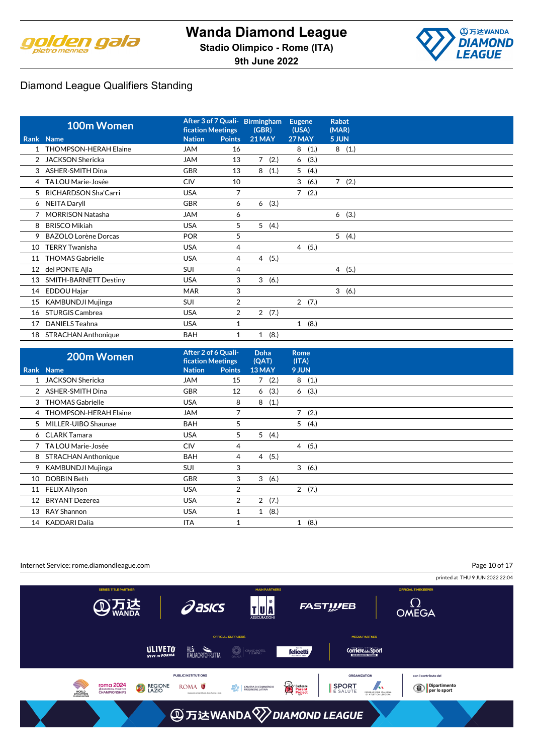# Wanda Diamond League

Stadio Olimpico - Rome (ITA)

9th June 2022

## Diamond League Qualifiers Standing

| Rank | 100m Women Name | After 3 of 7 Qualification Meetings Nation | Points | Birmingham (GBR) 21 MAY | Eugene (USA) 27 MAY | Rabat (MAR) 5 JUN |
|---|---|---|---|---|---|---|
| 1 | THOMPSON-HERAH Elaine | JAM | 16 | | 8 (1.) | 8 (1.) |
| 2 | JACKSON Shericka | JAM | 13 | 7 (2.) | 6 (3.) | |
| 3 | ASHER-SMITH Dina | GBR | 13 | 8 (1.) | 5 (4.) | |
| 4 | TA LOU Marie-Josée | CIV | 10 | | 3 (6.) | 7 (2.) |
| 5 | RICHARDSON Sha'Carri | USA | 7 | | 7 (2.) | |
| 6 | NEITA Daryll | GBR | 6 | 6 (3.) | | |
| 7 | MORRISON Natasha | JAM | 6 | | | 6 (3.) |
| 8 | BRISCO Mikiah | USA | 5 | 5 (4.) | | |
| 9 | BAZOLO Lorène Dorcas | POR | 5 | | | 5 (4.) |
| 10 | TERRY Twanisha | USA | 4 | | 4 (5.) | |
| 11 | THOMAS Gabrielle | USA | 4 | 4 (5.) | | |
| 12 | del PONTE Ajla | SUI | 4 | | | 4 (5.) |
| 13 | SMITH-BARNETT Destiny | USA | 3 | 3 (6.) | | |
| 14 | EDDOU Hajar | MAR | 3 | | | 3 (6.) |
| 15 | KAMBUNDJI Mujinga | SUI | 2 | | 2 (7.) | |
| 16 | STURGIS Cambrea | USA | 2 | 2 (7.) | | |
| 17 | DANIELS Teahna | USA | 1 | | 1 (8.) | |
| 18 | STRACHAN Anthonique | BAH | 1 | 1 (8.) | | |

| Rank | 200m Women Name | After 2 of 6 Qualification Meetings Nation | Points | Doha (QAT) 13 MAY | Rome (ITA) 9 JUN |
|---|---|---|---|---|---|
| 1 | JACKSON Shericka | JAM | 15 | 7 (2.) | 8 (1.) |
| 2 | ASHER-SMITH Dina | GBR | 12 | 6 (3.) | 6 (3.) |
| 3 | THOMAS Gabrielle | USA | 8 | 8 (1.) | |
| 4 | THOMPSON-HERAH Elaine | JAM | 7 | | 7 (2.) |
| 5 | MILLER-UIBO Shaunae | BAH | 5 | | 5 (4.) |
| 6 | CLARK Tamara | USA | 5 | 5 (4.) | |
| 7 | TA LOU Marie-Josée | CIV | 4 | | 4 (5.) |
| 8 | STRACHAN Anthonique | BAH | 4 | 4 (5.) | |
| 9 | KAMBUNDJI Mujinga | SUI | 3 | | 3 (6.) |
| 10 | DOBBIN Beth | GBR | 3 | 3 (6.) | |
| 11 | FELIX Allyson | USA | 2 | | 2 (7.) |
| 12 | BRYANT Dezerea | USA | 2 | 2 (7.) | |
| 13 | RAY Shannon | USA | 1 | 1 (8.) | |
| 14 | KADDARI Dalia | ITA | 1 | | 1 (8.) |

Internet Service: rome.diamondleague.com

printed at THU 9 JUN 2022 22:04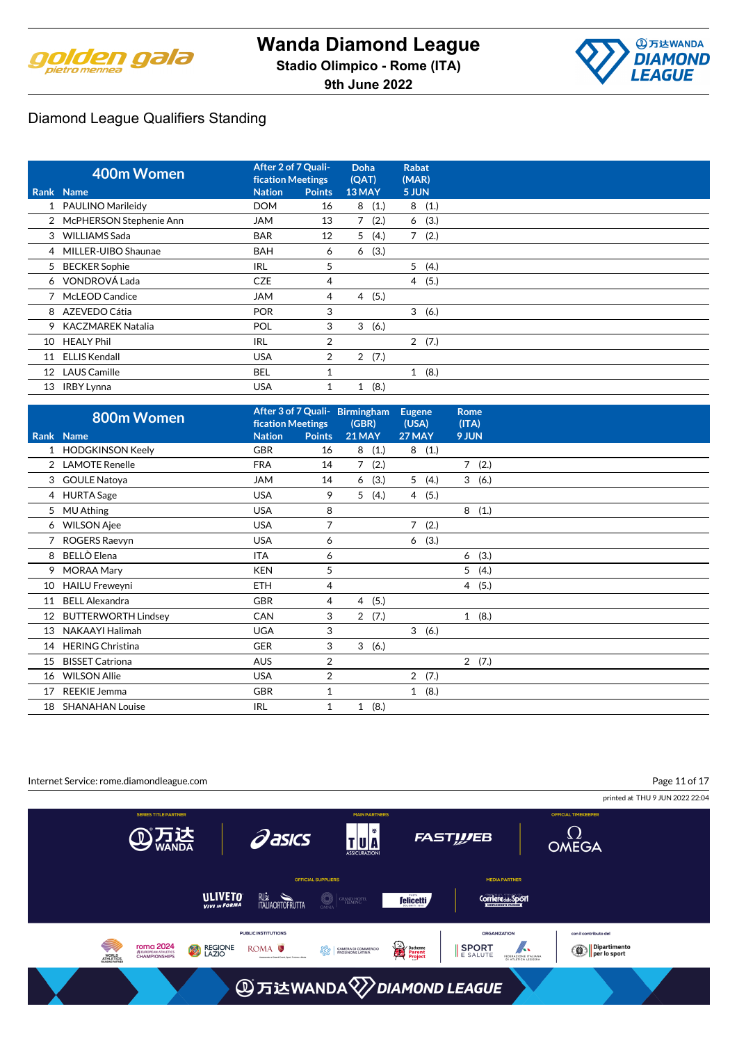# Wanda Diamond League

**Stadio Olimpico - Rome (ITA)**

**9th June 2022**

## Diamond League Qualifiers Standing

| Rank | 400m Women<br>Name | After 2 of 7 Qualification Meetings<br>Nation | Points | Doha (QAT)<br>13 MAY | Rabat (MAR)<br>5 JUN |
|---|---|---|---|---|---|
| 1 | PAULINO Marileidy | DOM | 16 | 8 (1.) | 8 (1.) |
| 2 | McPHERSON Stephenie Ann | JAM | 13 | 7 (2.) | 6 (3.) |
| 3 | WILLIAMS Sada | BAR | 12 | 5 (4.) | 7 (2.) |
| 4 | MILLER-UIBO Shaunae | BAH | 6 | 6 (3.) | |
| 5 | BECKER Sophie | IRL | 5 | | 5 (4.) |
| 6 | VONDROVÁ Lada | CZE | 4 | | 4 (5.) |
| 7 | McLEOD Candice | JAM | 4 | 4 (5.) | |
| 8 | AZEVEDO Cátia | POR | 3 | | 3 (6.) |
| 9 | KACZMAREK Natalia | POL | 3 | 3 (6.) | |
| 10 | HEALY Phil | IRL | 2 | | 2 (7.) |
| 11 | ELLIS Kendall | USA | 2 | 2 (7.) | |
| 12 | LAUS Camille | BEL | 1 | | 1 (8.) |
| 13 | IRBY Lynna | USA | 1 | 1 (8.) | |

| Rank | 800m Women<br>Name | After 3 of 7 Qualification Meetings<br>Nation | Points | Birmingham (GBR)<br>21 MAY | Eugene (USA)<br>27 MAY | Rome (ITA)<br>9 JUN |
|---|---|---|---|---|---|---|
| 1 | HODGKINSON Keely | GBR | 16 | 8 (1.) | 8 (1.) | |
| 2 | LAMOTE Renelle | FRA | 14 | 7 (2.) | | 7 (2.) |
| 3 | GOULE Natoya | JAM | 14 | 6 (3.) | 5 (4.) | 3 (6.) |
| 4 | HURTA Sage | USA | 9 | 5 (4.) | 4 (5.) | |
| 5 | MU Athing | USA | 8 | | | 8 (1.) |
| 6 | WILSON Ajee | USA | 7 | | 7 (2.) | |
| 7 | ROGERS Raevyn | USA | 6 | | 6 (3.) | |
| 8 | BELLÒ Elena | ITA | 6 | | | 6 (3.) |
| 9 | MORAA Mary | KEN | 5 | | | 5 (4.) |
| 10 | HAILU Freweyni | ETH | 4 | | | 4 (5.) |
| 11 | BELL Alexandra | GBR | 4 | 4 (5.) | | |
| 12 | BUTTERWORTH Lindsey | CAN | 3 | 2 (7.) | | 1 (8.) |
| 13 | NAKAAYI Halimah | UGA | 3 | | 3 (6.) | |
| 14 | HERING Christina | GER | 3 | 3 (6.) | | |
| 15 | BISSET Catriona | AUS | 2 | | | 2 (7.) |
| 16 | WILSON Allie | USA | 2 | | 2 (7.) | |
| 17 | REEKIE Jemma | GBR | 1 | | 1 (8.) | |
| 18 | SHANAHAN Louise | IRL | 1 | 1 (8.) | | |

Internet Service: rome.diamondleague.com

printed at THU 9 JUN 2022 22:04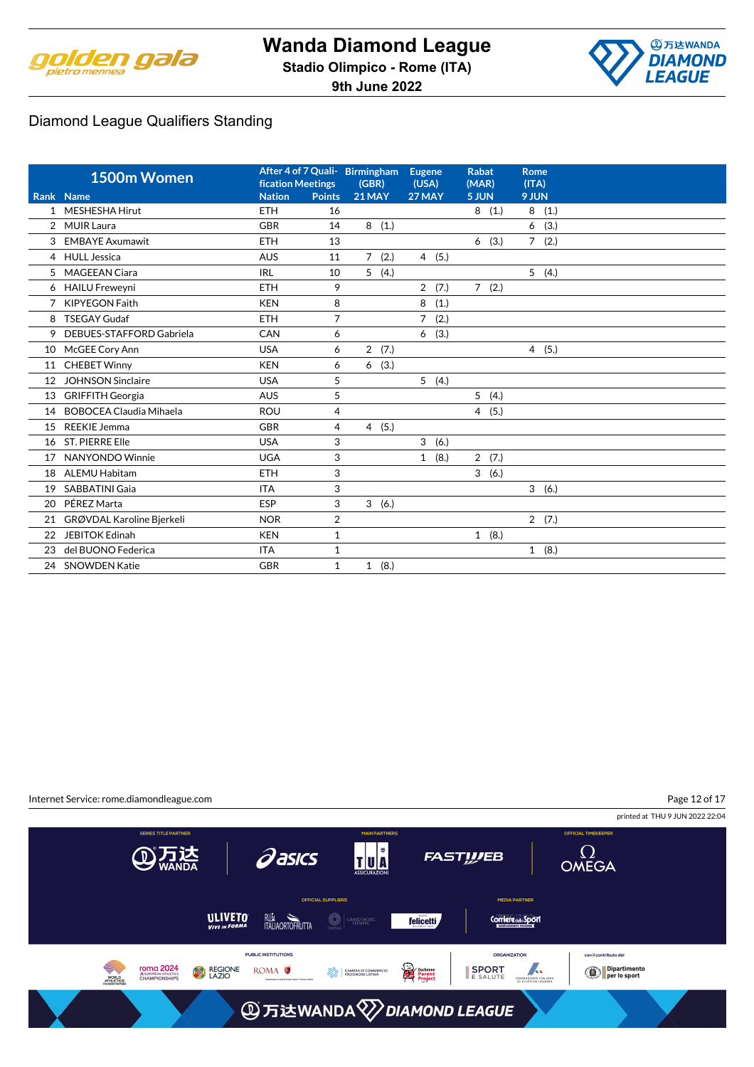# Wanda Diamond League

**Stadio Olimpico - Rome (ITA)**

**9th June 2022**

## Diamond League Qualifiers Standing

| Rank | 1500m Women Name | After 4 of 7 Qualification Meetings Nation | Points | Birmingham (GBR) 21 MAY | Eugene (USA) 27 MAY | Rabat (MAR) 5 JUN | Rome (ITA) 9 JUN |
|---|---|---|---|---|---|---|---|
| 1 | MESHESHA Hirut | ETH | 16 | | | 8 (1.) | 8 (1.) |
| 2 | MUIR Laura | GBR | 14 | 8 (1.) | | | 6 (3.) |
| 3 | EMBAYE Axumawit | ETH | 13 | | | 6 (3.) | 7 (2.) |
| 4 | HULL Jessica | AUS | 11 | 7 (2.) | 4 (5.) | | |
| 5 | MAGEEAN Ciara | IRL | 10 | 5 (4.) | | | 5 (4.) |
| 6 | HAILU Freweyni | ETH | 9 | | 2 (7.) | 7 (2.) | |
| 7 | KIPYEGON Faith | KEN | 8 | | 8 (1.) | | |
| 8 | TSEGAY Gudaf | ETH | 7 | | 7 (2.) | | |
| 9 | DEBUES-STAFFORD Gabriela | CAN | 6 | | 6 (3.) | | |
| 10 | McGEE Cory Ann | USA | 6 | 2 (7.) | | | 4 (5.) |
| 11 | CHEBET Winny | KEN | 6 | 6 (3.) | | | |
| 12 | JOHNSON Sinclaire | USA | 5 | | 5 (4.) | | |
| 13 | GRIFFITH Georgia | AUS | 5 | | | 5 (4.) | |
| 14 | BOBOCEA Claudia Mihaela | ROU | 4 | | | 4 (5.) | |
| 15 | REEKIE Jemma | GBR | 4 | 4 (5.) | | | |
| 16 | ST. PIERRE Elle | USA | 3 | | 3 (6.) | | |
| 17 | NANYONDO Winnie | UGA | 3 | | 1 (8.) | 2 (7.) | |
| 18 | ALEMU Habitam | ETH | 3 | | | 3 (6.) | |
| 19 | SABBATINI Gaia | ITA | 3 | | | | 3 (6.) |
| 20 | PÉREZ Marta | ESP | 3 | 3 (6.) | | | |
| 21 | GRØVDAL Karoline Bjerkeli | NOR | 2 | | | | 2 (7.) |
| 22 | JEBITOK Edinah | KEN | 1 | | | 1 (8.) | |
| 23 | del BUONO Federica | ITA | 1 | | | | 1 (8.) |
| 24 | SNOWDEN Katie | GBR | 1 | 1 (8.) | | | |

Internet Service: rome.diamondleague.com

printed at THU 9 JUN 2022 22:04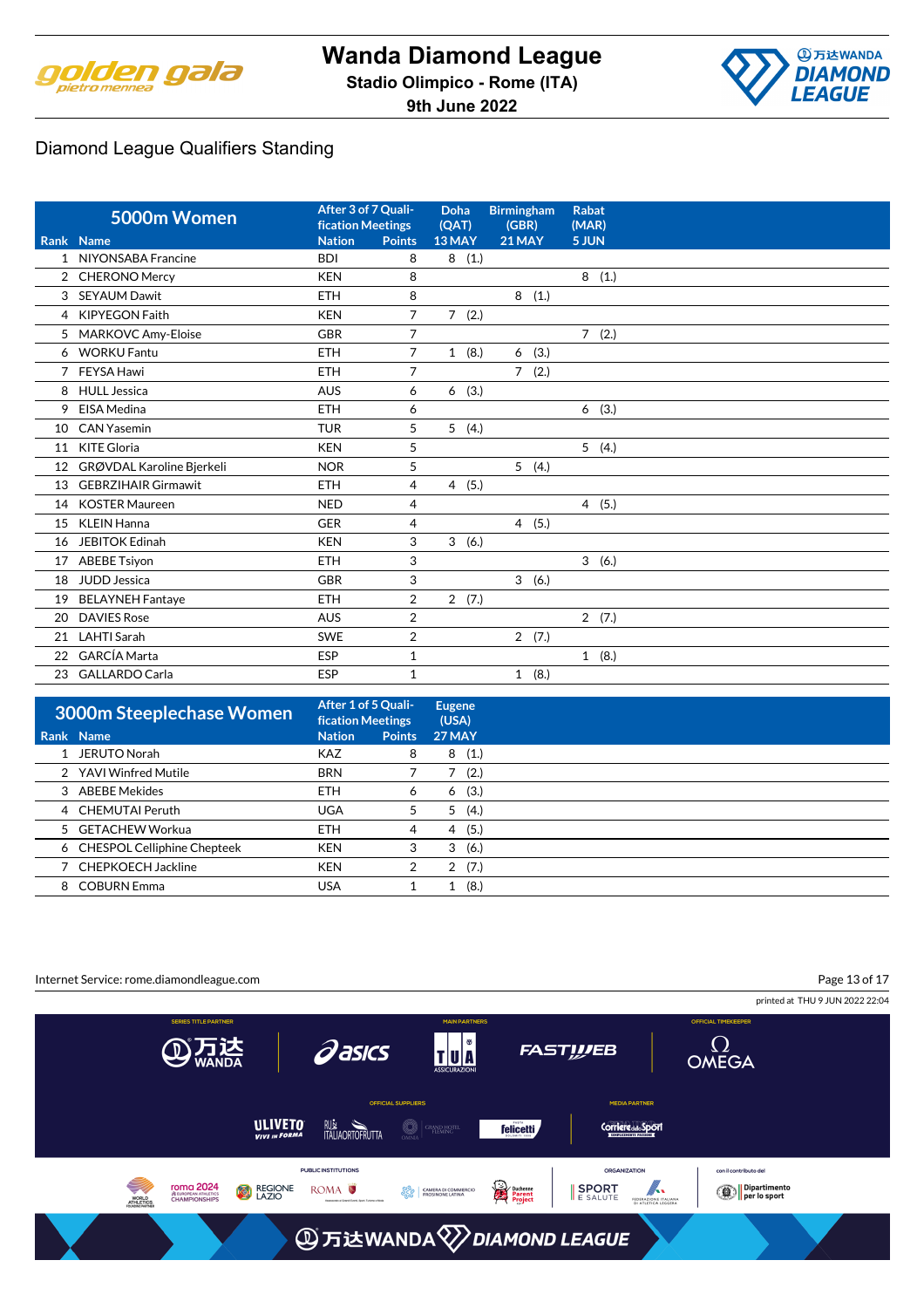# Wanda Diamond League

**Stadio Olimpico - Rome (ITA)**

**9th June 2022**

## Diamond League Qualifiers Standing

| Rank | Name | Nation | Points | Doha (QAT) 13 MAY | Birmingham (GBR) 21 MAY | Rabat (MAR) 5 JUN |
|---|---|---|---|---|---|---|
| **5000m Women** | | After 3 of 7 Qualification Meetings | | | | |
| 1 | NIYONSABA Francine | BDI | 8 | 8 (1.) | | |
| 2 | CHERONO Mercy | KEN | 8 | | | 8 (1.) |
| 3 | SEYAUM Dawit | ETH | 8 | | 8 (1.) | |
| 4 | KIPYEGON Faith | KEN | 7 | 7 (2.) | | |
| 5 | MARKOVC Amy-Eloise | GBR | 7 | | | 7 (2.) |
| 6 | WORKU Fantu | ETH | 7 | 1 (8.) | 6 (3.) | |
| 7 | FEYSA Hawi | ETH | 7 | | 7 (2.) | |
| 8 | HULL Jessica | AUS | 6 | 6 (3.) | | |
| 9 | EISA Medina | ETH | 6 | | | 6 (3.) |
| 10 | CAN Yasemin | TUR | 5 | 5 (4.) | | |
| 11 | KITE Gloria | KEN | 5 | | | 5 (4.) |
| 12 | GRØVDAL Karoline Bjerkeli | NOR | 5 | | 5 (4.) | |
| 13 | GEBRZIHAIR Girmawit | ETH | 4 | 4 (5.) | | |
| 14 | KOSTER Maureen | NED | 4 | | | 4 (5.) |
| 15 | KLEIN Hanna | GER | 4 | | 4 (5.) | |
| 16 | JEBITOK Edinah | KEN | 3 | 3 (6.) | | |
| 17 | ABEBE Tsiyon | ETH | 3 | | | 3 (6.) |
| 18 | JUDD Jessica | GBR | 3 | | 3 (6.) | |
| 19 | BELAYNEH Fantaye | ETH | 2 | 2 (7.) | | |
| 20 | DAVIES Rose | AUS | 2 | | | 2 (7.) |
| 21 | LAHTI Sarah | SWE | 2 | | 2 (7.) | |
| 22 | GARCÍA Marta | ESP | 1 | | | 1 (8.) |
| 23 | GALLARDO Carla | ESP | 1 | | 1 (8.) | |

| Rank | Name | Nation | Points | Eugene (USA) 27 MAY |
|---|---|---|---|---|
| **3000m Steeplechase Women** | | After 1 of 5 Qualification Meetings | | |
| 1 | JERUTO Norah | KAZ | 8 | 8 (1.) |
| 2 | YAVI Winfred Mutile | BRN | 7 | 7 (2.) |
| 3 | ABEBE Mekides | ETH | 6 | 6 (3.) |
| 4 | CHEMUTAI Peruth | UGA | 5 | 5 (4.) |
| 5 | GETACHEW Workua | ETH | 4 | 4 (5.) |
| 6 | CHESPOL Celliphine Chepteek | KEN | 3 | 3 (6.) |
| 7 | CHEPKOECH Jackline | KEN | 2 | 2 (7.) |
| 8 | COBURN Emma | USA | 1 | 1 (8.) |

Internet Service: rome.diamondleague.com

printed at THU 9 JUN 2022 22:04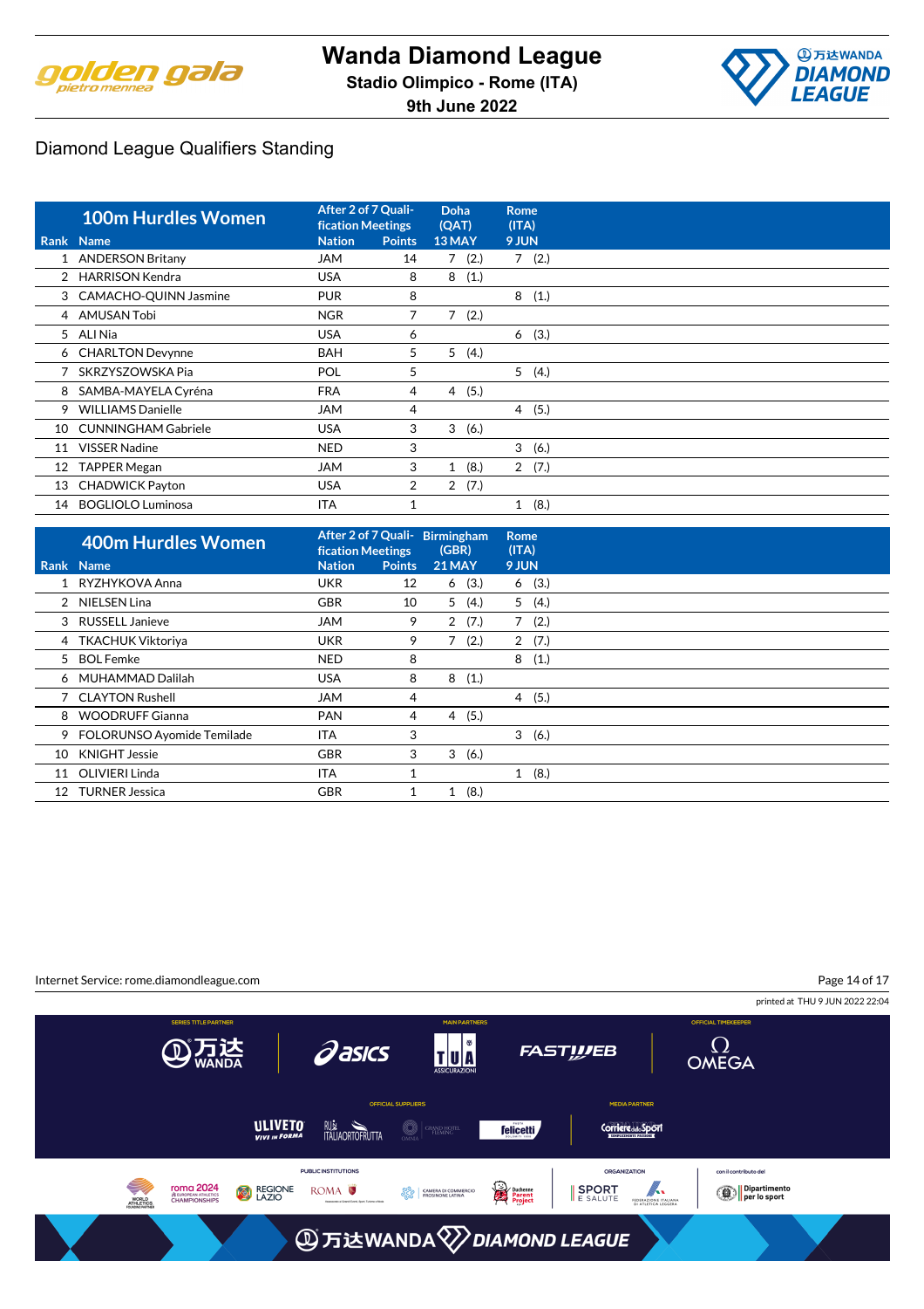# Wanda Diamond League

**Stadio Olimpico - Rome (ITA)**

**9th June 2022**

## Diamond League Qualifiers Standing

| Rank | 100m Hurdles Women Name | After 2 of 7 Qualification Meetings Nation | Points | Doha (QAT) 13 MAY | Rome (ITA) 9 JUN |
|---|---|---|---|---|---|
| 1 | ANDERSON Britany | JAM | 14 | 7 (2.) | 7 (2.) |
| 2 | HARRISON Kendra | USA | 8 | 8 (1.) | |
| 3 | CAMACHO-QUINN Jasmine | PUR | 8 | | 8 (1.) |
| 4 | AMUSAN Tobi | NGR | 7 | 7 (2.) | |
| 5 | ALI Nia | USA | 6 | | 6 (3.) |
| 6 | CHARLTON Devynne | BAH | 5 | 5 (4.) | |
| 7 | SKRZYSZOWSKA Pia | POL | 5 | | 5 (4.) |
| 8 | SAMBA-MAYELA Cyréna | FRA | 4 | 4 (5.) | |
| 9 | WILLIAMS Danielle | JAM | 4 | | 4 (5.) |
| 10 | CUNNINGHAM Gabriele | USA | 3 | 3 (6.) | |
| 11 | VISSER Nadine | NED | 3 | | 3 (6.) |
| 12 | TAPPER Megan | JAM | 3 | 1 (8.) | 2 (7.) |
| 13 | CHADWICK Payton | USA | 2 | 2 (7.) | |
| 14 | BOGLIOLO Luminosa | ITA | 1 | | 1 (8.) |

| Rank | 400m Hurdles Women Name | After 2 of 7 Qualification Meetings Nation | Points | Birmingham (GBR) 21 MAY | Rome (ITA) 9 JUN |
|---|---|---|---|---|---|
| 1 | RYZHYKOVA Anna | UKR | 12 | 6 (3.) | 6 (3.) |
| 2 | NIELSEN Lina | GBR | 10 | 5 (4.) | 5 (4.) |
| 3 | RUSSELL Janieve | JAM | 9 | 2 (7.) | 7 (2.) |
| 4 | TKACHUK Viktoriya | UKR | 9 | 7 (2.) | 2 (7.) |
| 5 | BOL Femke | NED | 8 | | 8 (1.) |
| 6 | MUHAMMAD Dalilah | USA | 8 | 8 (1.) | |
| 7 | CLAYTON Rushell | JAM | 4 | | 4 (5.) |
| 8 | WOODRUFF Gianna | PAN | 4 | 4 (5.) | |
| 9 | FOLORUNSO Ayomide Temilade | ITA | 3 | | 3 (6.) |
| 10 | KNIGHT Jessie | GBR | 3 | 3 (6.) | |
| 11 | OLIVIERI Linda | ITA | 1 | | 1 (8.) |
| 12 | TURNER Jessica | GBR | 1 | 1 (8.) | |

Internet Service: rome.diamondleague.com

printed at THU 9 JUN 2022 22:04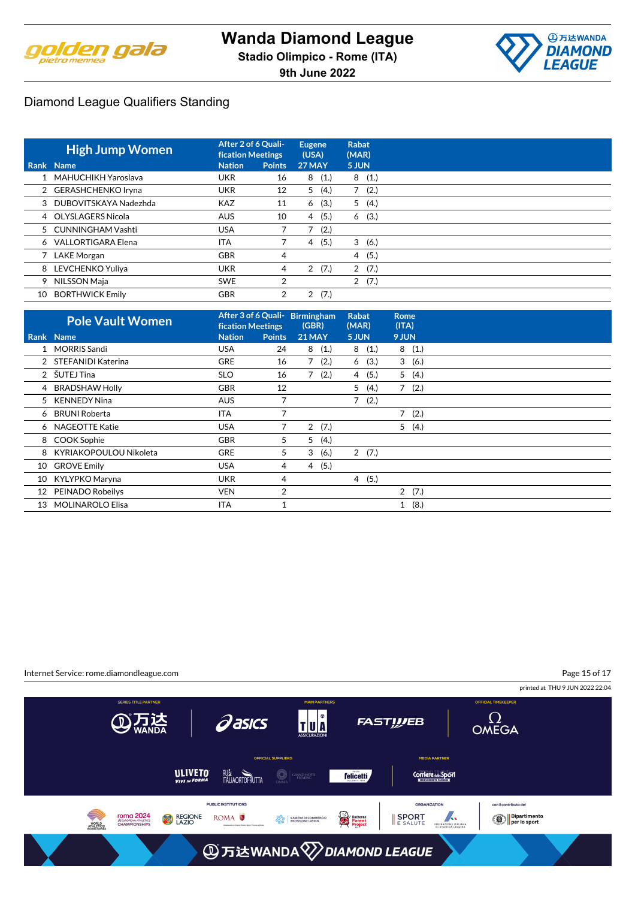# Wanda Diamond League

**Stadio Olimpico - Rome (ITA)**

**9th June 2022**

## Diamond League Qualifiers Standing

| Rank | High Jump Women Name | After 2 of 6 Qualification Meetings Nation | Points | Eugene (USA) 27 MAY | Rabat (MAR) 5 JUN |
|---|---|---|---|---|---|
| 1 | MAHUCHIKH Yaroslava | UKR | 16 | 8 (1.) | 8 (1.) |
| 2 | GERASHCHENKO Iryna | UKR | 12 | 5 (4.) | 7 (2.) |
| 3 | DUBOVITSKAYA Nadezhda | KAZ | 11 | 6 (3.) | 5 (4.) |
| 4 | OLYSLAGERS Nicola | AUS | 10 | 4 (5.) | 6 (3.) |
| 5 | CUNNINGHAM Vashti | USA | 7 | 7 (2.) | |
| 6 | VALLORTIGARA Elena | ITA | 7 | 4 (5.) | 3 (6.) |
| 7 | LAKE Morgan | GBR | 4 | | 4 (5.) |
| 8 | LEVCHENKO Yuliya | UKR | 4 | 2 (7.) | 2 (7.) |
| 9 | NILSSON Maja | SWE | 2 | | 2 (7.) |
| 10 | BORTHWICK Emily | GBR | 2 | 2 (7.) | |

| Rank | Pole Vault Women Name | After 3 of 6 Qualification Meetings Nation | Points | Birmingham (GBR) 21 MAY | Rabat (MAR) 5 JUN | Rome (ITA) 9 JUN |
|---|---|---|---|---|---|---|
| 1 | MORRIS Sandi | USA | 24 | 8 (1.) | 8 (1.) | 8 (1.) |
| 2 | STEFANIDI Katerina | GRE | 16 | 7 (2.) | 6 (3.) | 3 (6.) |
| 2 | ŠUTEJ Tina | SLO | 16 | 7 (2.) | 4 (5.) | 5 (4.) |
| 4 | BRADSHAW Holly | GBR | 12 | | 5 (4.) | 7 (2.) |
| 5 | KENNEDY Nina | AUS | 7 | | 7 (2.) | |
| 6 | BRUNI Roberta | ITA | 7 | | | 7 (2.) |
| 6 | NAGEOTTE Katie | USA | 7 | 2 (7.) | | 5 (4.) |
| 8 | COOK Sophie | GBR | 5 | 5 (4.) | | |
| 8 | KYRIAKOPOULOU Nikoleta | GRE | 5 | 3 (6.) | 2 (7.) | |
| 10 | GROVE Emily | USA | 4 | 4 (5.) | | |
| 10 | KYLYPKO Maryna | UKR | 4 | | 4 (5.) | |
| 12 | PEINADO Robeilys | VEN | 2 | | | 2 (7.) |
| 13 | MOLINAROLO Elisa | ITA | 1 | | | 1 (8.) |

Internet Service: rome.diamondleague.com

printed at THU 9 JUN 2022 22:04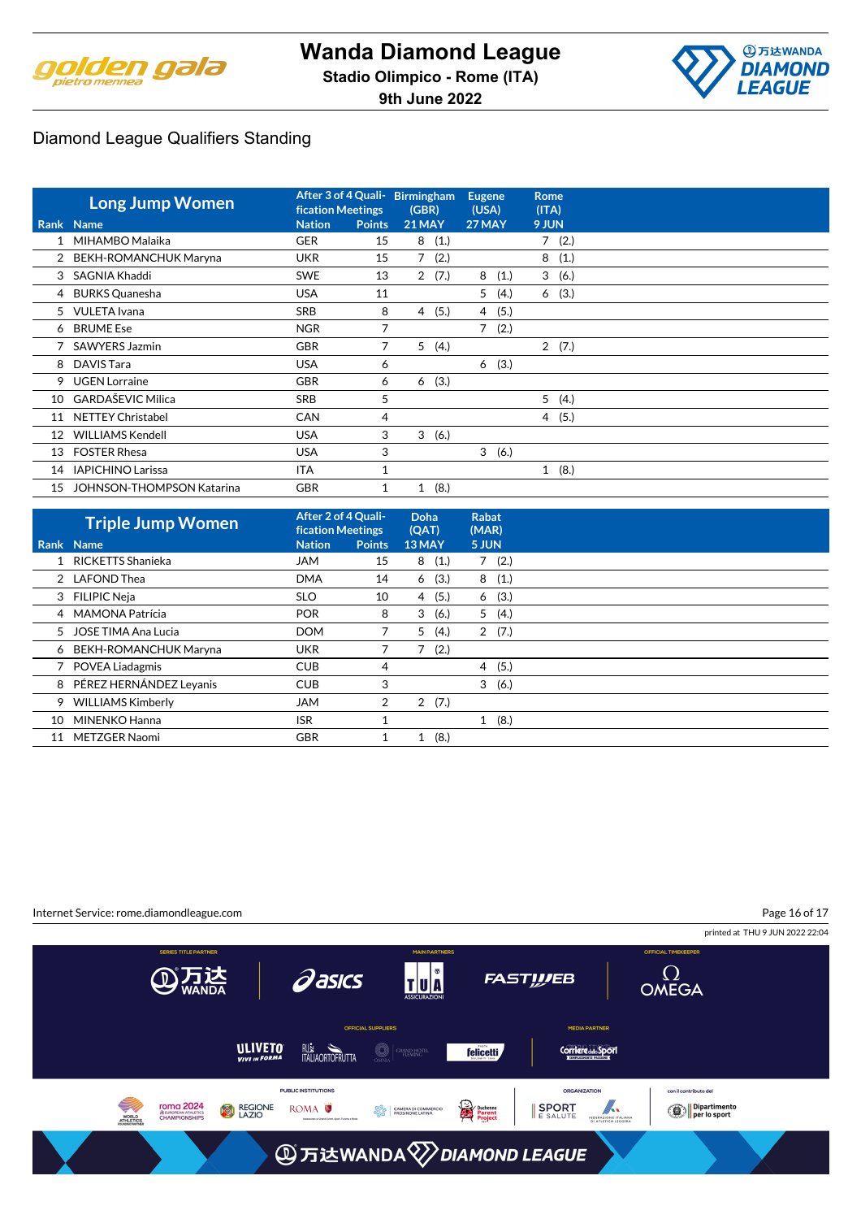# Wanda Diamond League

**Stadio Olimpico - Rome (ITA)**

**9th June 2022**

## Diamond League Qualifiers Standing

| Long Jump Women | | After 3 of 4 Qualification Meetings | | Birmingham (GBR) | Eugene (USA) | Rome (ITA) |
|---|---|---|---|---|---|---|
| Rank | Name | Nation | Points | 21 MAY | 27 MAY | 9 JUN |
| 1 | MIHAMBO Malaika | GER | 15 | 8 (1.) | | 7 (2.) |
| 2 | BEKH-ROMANCHUK Maryna | UKR | 15 | 7 (2.) | | 8 (1.) |
| 3 | SAGNIA Khaddi | SWE | 13 | 2 (7.) | 8 (1.) | 3 (6.) |
| 4 | BURKS Quanesha | USA | 11 | | 5 (4.) | 6 (3.) |
| 5 | VULETA Ivana | SRB | 8 | 4 (5.) | 4 (5.) | |
| 6 | BRUME Ese | NGR | 7 | | 7 (2.) | |
| 7 | SAWYERS Jazmin | GBR | 7 | 5 (4.) | | 2 (7.) |
| 8 | DAVIS Tara | USA | 6 | | 6 (3.) | |
| 9 | UGEN Lorraine | GBR | 6 | 6 (3.) | | |
| 10 | GARDAŠEVIC Milica | SRB | 5 | | | 5 (4.) |
| 11 | NETTEY Christabel | CAN | 4 | | | 4 (5.) |
| 12 | WILLIAMS Kendell | USA | 3 | 3 (6.) | | |
| 13 | FOSTER Rhesa | USA | 3 | | 3 (6.) | |
| 14 | IAPICHINO Larissa | ITA | 1 | | | 1 (8.) |
| 15 | JOHNSON-THOMPSON Katarina | GBR | 1 | 1 (8.) | | |

| Triple Jump Women | | After 2 of 4 Qualification Meetings | | Doha (QAT) | Rabat (MAR) |
|---|---|---|---|---|---|
| Rank | Name | Nation | Points | 13 MAY | 5 JUN |
| 1 | RICKETTS Shanieka | JAM | 15 | 8 (1.) | 7 (2.) |
| 2 | LAFOND Thea | DMA | 14 | 6 (3.) | 8 (1.) |
| 3 | FILIPIC Neja | SLO | 10 | 4 (5.) | 6 (3.) |
| 4 | MAMONA Patrícia | POR | 8 | 3 (6.) | 5 (4.) |
| 5 | JOSE TIMA Ana Lucia | DOM | 7 | 5 (4.) | 2 (7.) |
| 6 | BEKH-ROMANCHUK Maryna | UKR | 7 | 7 (2.) | |
| 7 | POVEA Liadagmis | CUB | 4 | | 4 (5.) |
| 8 | PÉREZ HERNÁNDEZ Leyanis | CUB | 3 | | 3 (6.) |
| 9 | WILLIAMS Kimberly | JAM | 2 | 2 (7.) | |
| 10 | MINENKO Hanna | ISR | 1 | | 1 (8.) |
| 11 | METZGER Naomi | GBR | 1 | 1 (8.) | |

Internet Service: rome.diamondleague.com

printed at THU 9 JUN 2022 22:04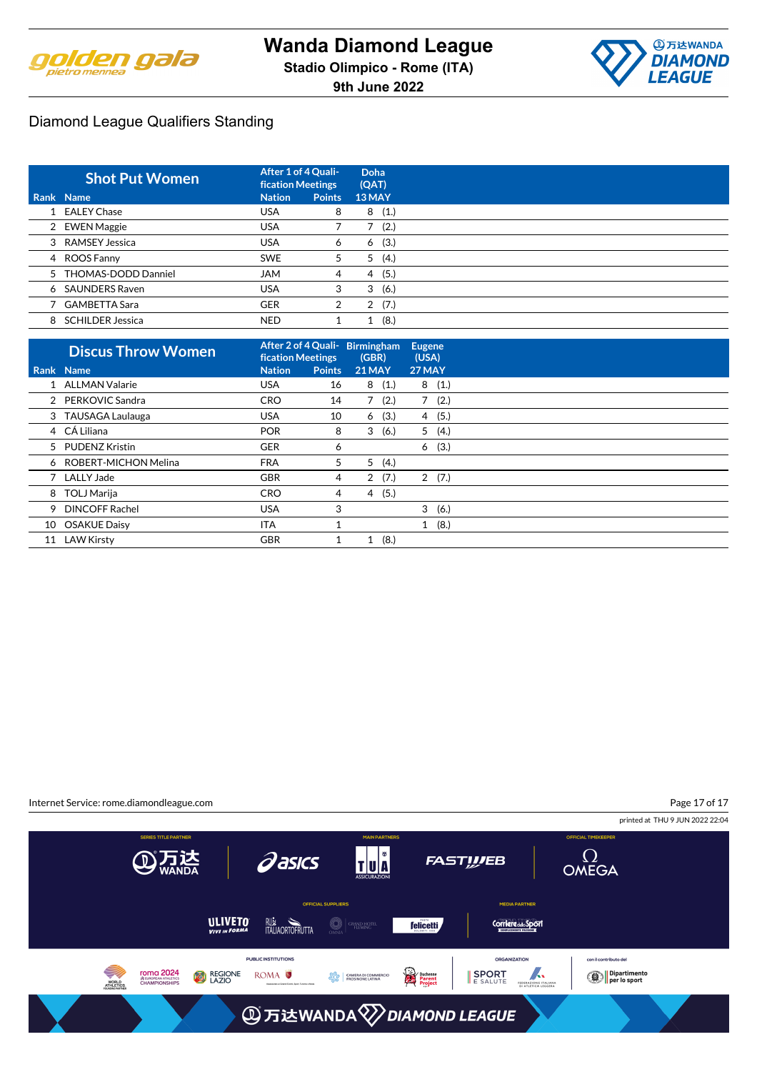# Wanda Diamond League

**Stadio Olimpico - Rome (ITA)**

**9th June 2022**

## Diamond League Qualifiers Standing

| Shot Put Women | | After 1 of 4 Qualification Meetings | | Doha (QAT) |
|---|---|---|---|---|
| **Rank** | **Name** | **Nation** | **Points** | **13 MAY** |
| 1 | EALEY Chase | USA | 8 | 8 (1.) |
| 2 | EWEN Maggie | USA | 7 | 7 (2.) |
| 3 | RAMSEY Jessica | USA | 6 | 6 (3.) |
| 4 | ROOS Fanny | SWE | 5 | 5 (4.) |
| 5 | THOMAS-DODD Danniel | JAM | 4 | 4 (5.) |
| 6 | SAUNDERS Raven | USA | 3 | 3 (6.) |
| 7 | GAMBETTA Sara | GER | 2 | 2 (7.) |
| 8 | SCHILDER Jessica | NED | 1 | 1 (8.) |

| Discus Throw Women | | After 2 of 4 Qualification Meetings | | Birmingham (GBR) | Eugene (USA) |
|---|---|---|---|---|---|
| **Rank** | **Name** | **Nation** | **Points** | **21 MAY** | **27 MAY** |
| 1 | ALLMAN Valarie | USA | 16 | 8 (1.) | 8 (1.) |
| 2 | PERKOVIC Sandra | CRO | 14 | 7 (2.) | 7 (2.) |
| 3 | TAUSAGA Laulauga | USA | 10 | 6 (3.) | 4 (5.) |
| 4 | CÁ Liliana | POR | 8 | 3 (6.) | 5 (4.) |
| 5 | PUDENZ Kristin | GER | 6 | | 6 (3.) |
| 6 | ROBERT-MICHON Melina | FRA | 5 | 5 (4.) | |
| 7 | LALLY Jade | GBR | 4 | 2 (7.) | 2 (7.) |
| 8 | TOLJ Marija | CRO | 4 | 4 (5.) | |
| 9 | DINCOFF Rachel | USA | 3 | | 3 (6.) |
| 10 | OSAKUE Daisy | ITA | 1 | | 1 (8.) |
| 11 | LAW Kirsty | GBR | 1 | 1 (8.) | |

Internet Service: rome.diamondleague.com

printed at THU 9 JUN 2022 22:04